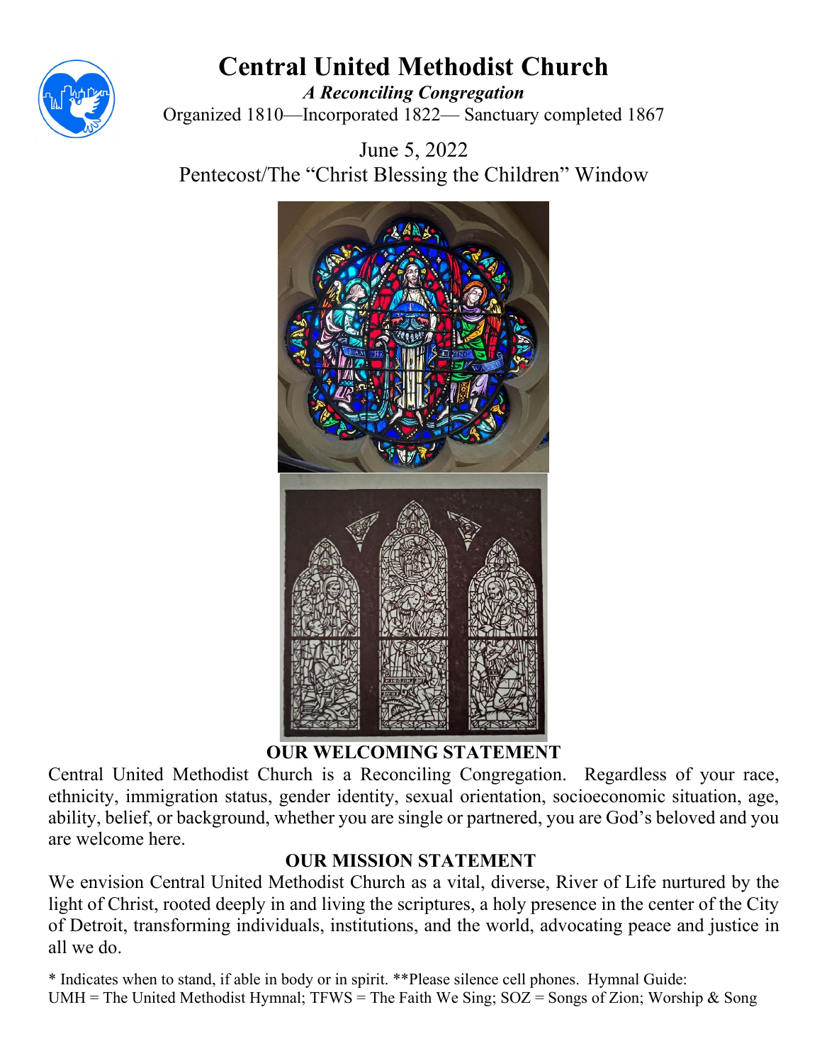# Central United Methodist Church

***A Reconciling Congregation***

Organized 1810—Incorporated 1822— Sanctuary completed 1867

June 5, 2022

Pentecost/The "Christ Blessing the Children" Window

## OUR WELCOMING STATEMENT

Central United Methodist Church is a Reconciling Congregation. Regardless of your race, ethnicity, immigration status, gender identity, sexual orientation, socioeconomic situation, age, ability, belief, or background, whether you are single or partnered, you are God's beloved and you are welcome here.

## OUR MISSION STATEMENT

We envision Central United Methodist Church as a vital, diverse, River of Life nurtured by the light of Christ, rooted deeply in and living the scriptures, a holy presence in the center of the City of Detroit, transforming individuals, institutions, and the world, advocating peace and justice in all we do.

\* Indicates when to stand, if able in body or in spirit. **Please silence cell phones. Hymnal Guide: UMH = The United Methodist Hymnal; TFWS = The Faith We Sing; SOZ = Songs of Zion; Worship & Song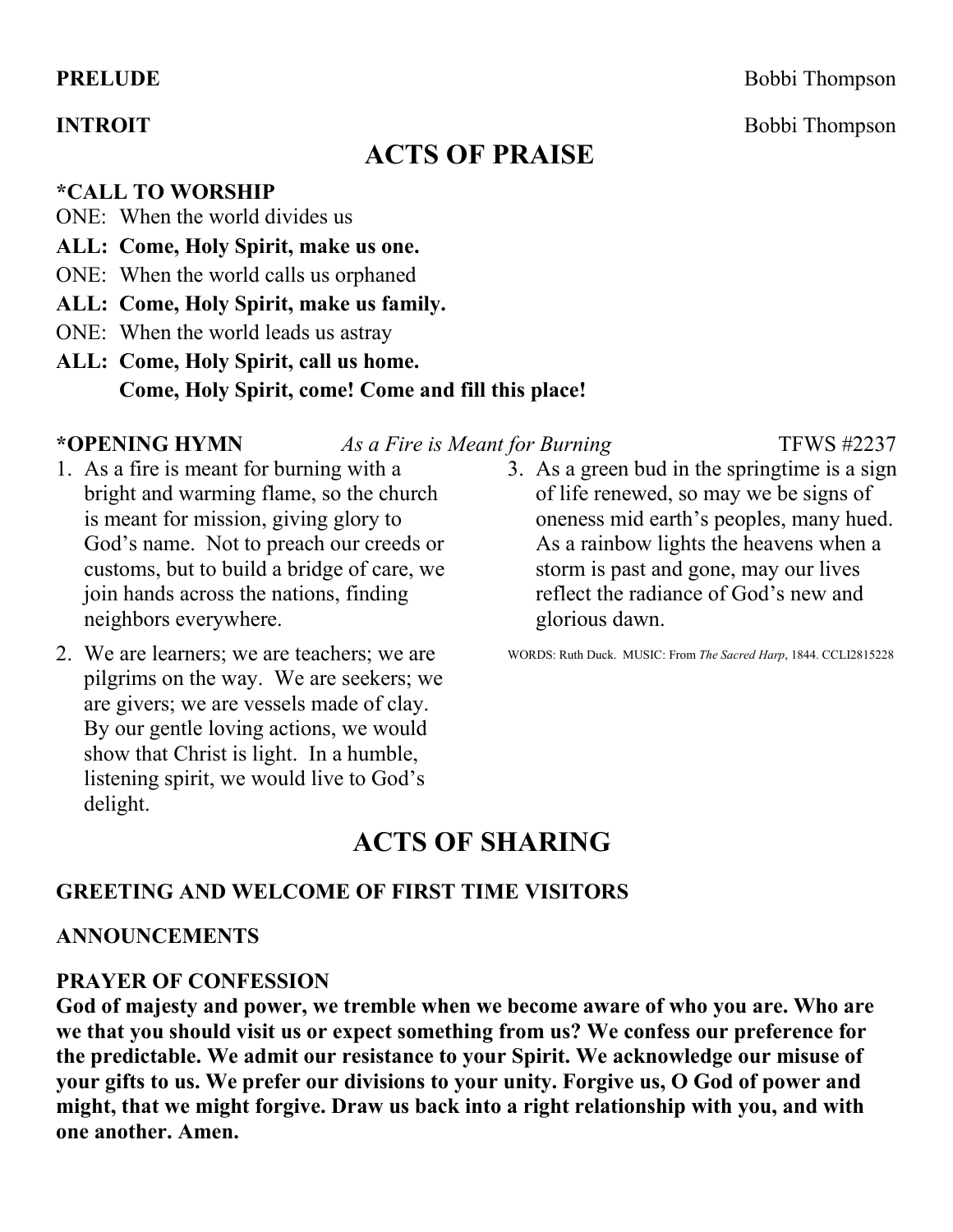**PRELUDE** Bobbi Thompson

**INTROIT** Bobbi Thompson

## ACTS OF PRAISE

**\*CALL TO WORSHIP**

ONE: When the world divides us

**ALL: Come, Holy Spirit, make us one.**

ONE: When the world calls us orphaned

**ALL: Come, Holy Spirit, make us family.**

ONE: When the world leads us astray

**ALL: Come, Holy Spirit, call us home.**
**Come, Holy Spirit, come! Come and fill this place!**

**\*OPENING HYMN** *As a Fire is Meant for Burning* TFWS #2237

1. As a fire is meant for burning with a bright and warming flame, so the church is meant for mission, giving glory to God's name. Not to preach our creeds or customs, but to build a bridge of care, we join hands across the nations, finding neighbors everywhere.
2. We are learners; we are teachers; we are pilgrims on the way. We are seekers; we are givers; we are vessels made of clay. By our gentle loving actions, we would show that Christ is light. In a humble, listening spirit, we would live to God's delight.
3. As a green bud in the springtime is a sign of life renewed, so may we be signs of oneness mid earth's peoples, many hued. As a rainbow lights the heavens when a storm is past and gone, may our lives reflect the radiance of God's new and glorious dawn.

WORDS: Ruth Duck. MUSIC: From *The Sacred Harp*, 1844. CCLI2815228

## ACTS OF SHARING

**GREETING AND WELCOME OF FIRST TIME VISITORS**

**ANNOUNCEMENTS**

**PRAYER OF CONFESSION**

**God of majesty and power, we tremble when we become aware of who you are. Who are we that you should visit us or expect something from us? We confess our preference for the predictable. We admit our resistance to your Spirit. We acknowledge our misuse of your gifts to us. We prefer our divisions to your unity. Forgive us, O God of power and might, that we might forgive. Draw us back into a right relationship with you, and with one another. Amen.**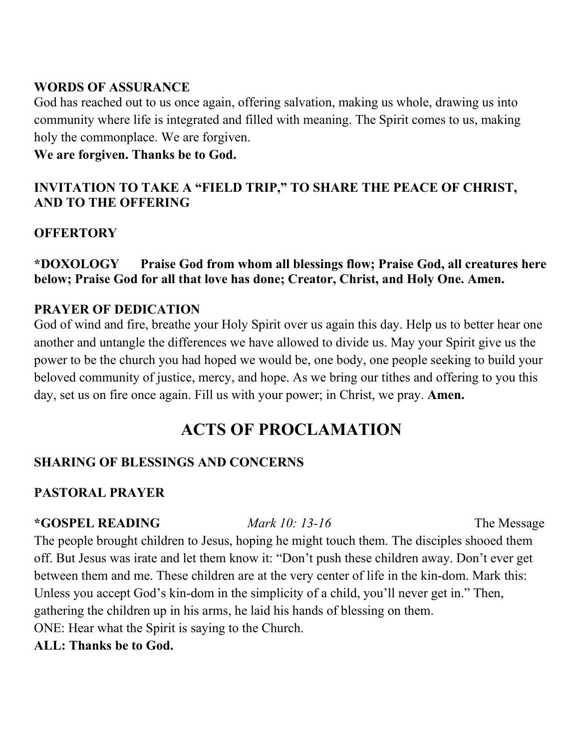**WORDS OF ASSURANCE**

God has reached out to us once again, offering salvation, making us whole, drawing us into community where life is integrated and filled with meaning. The Spirit comes to us, making holy the commonplace. We are forgiven.

**We are forgiven. Thanks be to God.**

**INVITATION TO TAKE A "FIELD TRIP," TO SHARE THE PEACE OF CHRIST, AND TO THE OFFERING**

**OFFERTORY**

***DOXOLOGY** **Praise God from whom all blessings flow; Praise God, all creatures here below; Praise God for all that love has done; Creator, Christ, and Holy One. Amen.**

**PRAYER OF DEDICATION**

God of wind and fire, breathe your Holy Spirit over us again this day. Help us to better hear one another and untangle the differences we have allowed to divide us. May your Spirit give us the power to be the church you had hoped we would be, one body, one people seeking to build your beloved community of justice, mercy, and hope. As we bring our tithes and offering to you this day, set us on fire once again. Fill us with your power; in Christ, we pray. **Amen.**

# ACTS OF PROCLAMATION

**SHARING OF BLESSINGS AND CONCERNS**

**PASTORAL PRAYER**

***GOSPEL READING** *Mark 10: 13-16* The Message

The people brought children to Jesus, hoping he might touch them. The disciples shooed them off. But Jesus was irate and let them know it: "Don't push these children away. Don't ever get between them and me. These children are at the very center of life in the kin-dom. Mark this: Unless you accept God's kin-dom in the simplicity of a child, you'll never get in." Then, gathering the children up in his arms, he laid his hands of blessing on them.

ONE: Hear what the Spirit is saying to the Church.

**ALL: Thanks be to God.**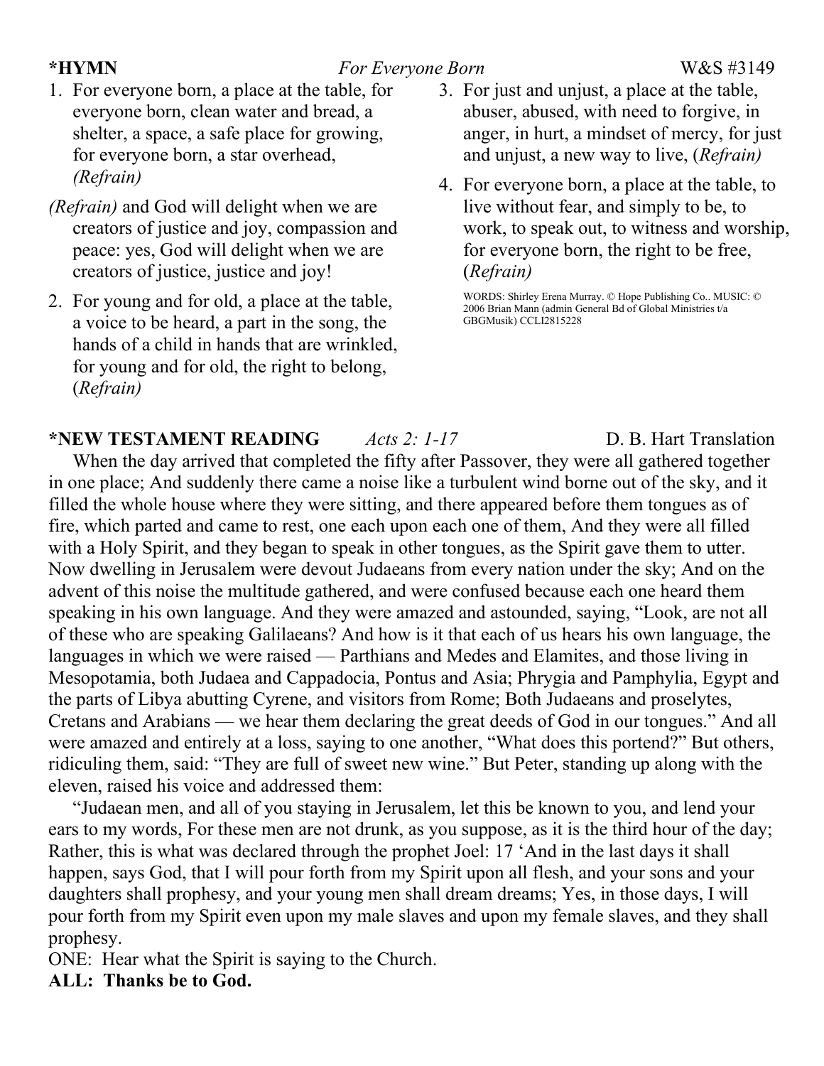**\*HYMN** *For Everyone Born* W&S #3149

1. For everyone born, a place at the table, for everyone born, clean water and bread, a shelter, a space, a safe place for growing, for everyone born, a star overhead, *(Refrain)*

*(Refrain)* and God will delight when we are creators of justice and joy, compassion and peace: yes, God will delight when we are creators of justice, justice and joy!

2. For young and for old, a place at the table, a voice to be heard, a part in the song, the hands of a child in hands that are wrinkled, for young and for old, the right to belong, (*Refrain)*

3. For just and unjust, a place at the table, abuser, abused, with need to forgive, in anger, in hurt, a mindset of mercy, for just and unjust, a new way to live, (*Refrain)*

4. For everyone born, a place at the table, to live without fear, and simply to be, to work, to speak out, to witness and worship, for everyone born, the right to be free, (*Refrain)*

WORDS: Shirley Erena Murray. © Hope Publishing Co.. MUSIC: © 2006 Brian Mann (admin General Bd of Global Ministries t/a GBGMusik) CCLI2815228

**\*NEW TESTAMENT READING** *Acts 2: 1-17* D. B. Hart Translation

When the day arrived that completed the fifty after Passover, they were all gathered together in one place; And suddenly there came a noise like a turbulent wind borne out of the sky, and it filled the whole house where they were sitting, and there appeared before them tongues as of fire, which parted and came to rest, one each upon each one of them, And they were all filled with a Holy Spirit, and they began to speak in other tongues, as the Spirit gave them to utter. Now dwelling in Jerusalem were devout Judaeans from every nation under the sky; And on the advent of this noise the multitude gathered, and were confused because each one heard them speaking in his own language. And they were amazed and astounded, saying, "Look, are not all of these who are speaking Galilaeans? And how is it that each of us hears his own language, the languages in which we were raised — Parthians and Medes and Elamites, and those living in Mesopotamia, both Judaea and Cappadocia, Pontus and Asia; Phrygia and Pamphylia, Egypt and the parts of Libya abutting Cyrene, and visitors from Rome; Both Judaeans and proselytes, Cretans and Arabians — we hear them declaring the great deeds of God in our tongues." And all were amazed and entirely at a loss, saying to one another, "What does this portend?" But others, ridiculing them, said: "They are full of sweet new wine." But Peter, standing up along with the eleven, raised his voice and addressed them:

"Judaean men, and all of you staying in Jerusalem, let this be known to you, and lend your ears to my words, For these men are not drunk, as you suppose, as it is the third hour of the day; Rather, this is what was declared through the prophet Joel: 17 'And in the last days it shall happen, says God, that I will pour forth from my Spirit upon all flesh, and your sons and your daughters shall prophesy, and your young men shall dream dreams; Yes, in those days, I will pour forth from my Spirit even upon my male slaves and upon my female slaves, and they shall prophesy.

ONE: Hear what the Spirit is saying to the Church.

**ALL: Thanks be to God.**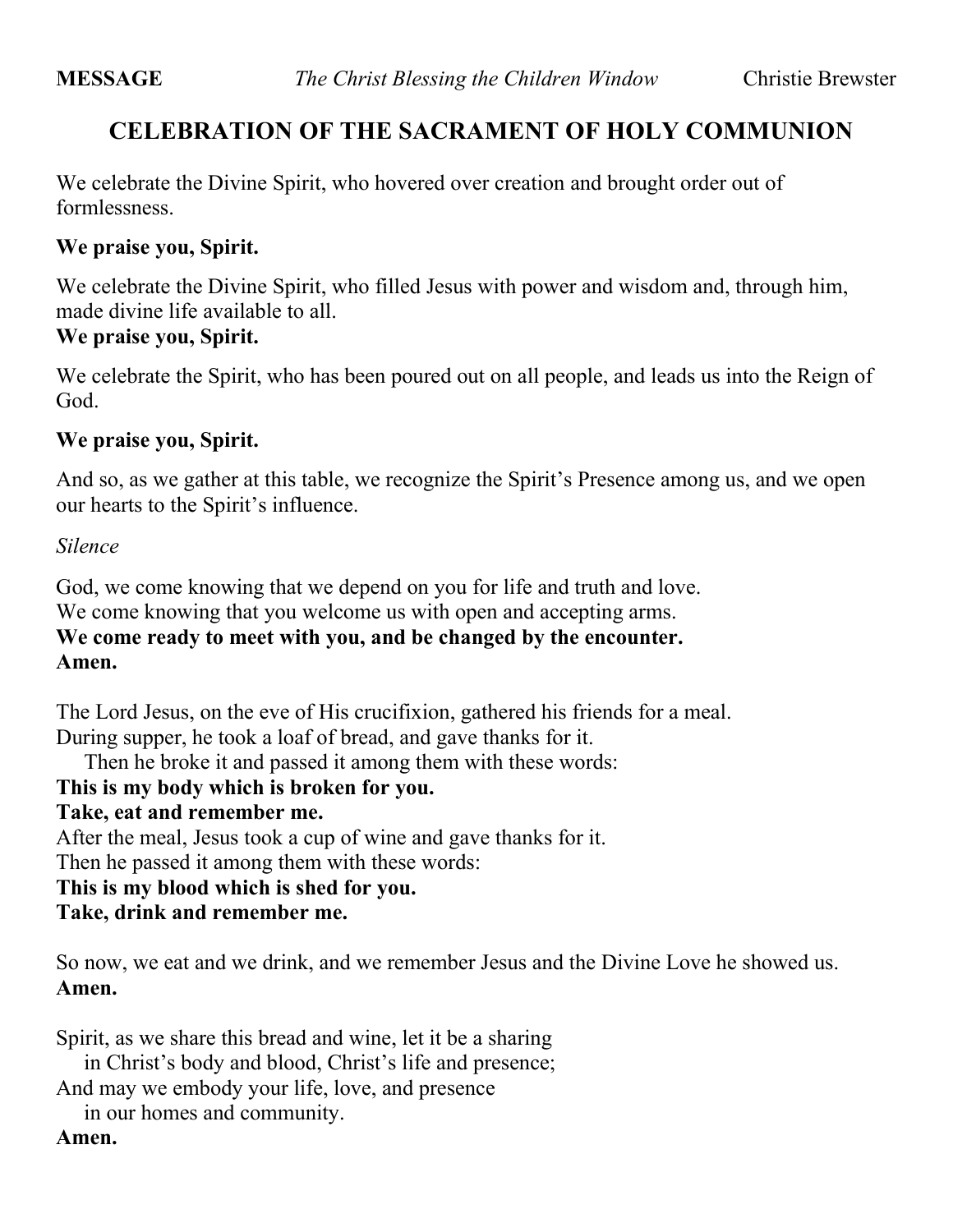**MESSAGE** *The Christ Blessing the Children Window* Christie Brewster

## CELEBRATION OF THE SACRAMENT OF HOLY COMMUNION

We celebrate the Divine Spirit, who hovered over creation and brought order out of formlessness.

**We praise you, Spirit.**

We celebrate the Divine Spirit, who filled Jesus with power and wisdom and, through him, made divine life available to all.
**We praise you, Spirit.**

We celebrate the Spirit, who has been poured out on all people, and leads us into the Reign of God.

**We praise you, Spirit.**

And so, as we gather at this table, we recognize the Spirit's Presence among us, and we open our hearts to the Spirit's influence.

*Silence*

God, we come knowing that we depend on you for life and truth and love.
We come knowing that you welcome us with open and accepting arms.
**We come ready to meet with you, and be changed by the encounter.**
**Amen.**

The Lord Jesus, on the eve of His crucifixion, gathered his friends for a meal.
During supper, he took a loaf of bread, and gave thanks for it.
Then he broke it and passed it among them with these words:
**This is my body which is broken for you.**
**Take, eat and remember me.**
After the meal, Jesus took a cup of wine and gave thanks for it.
Then he passed it among them with these words:
**This is my blood which is shed for you.**
**Take, drink and remember me.**

So now, we eat and we drink, and we remember Jesus and the Divine Love he showed us.
**Amen.**

Spirit, as we share this bread and wine, let it be a sharing
in Christ's body and blood, Christ's life and presence;
And may we embody your life, love, and presence
in our homes and community.
**Amen.**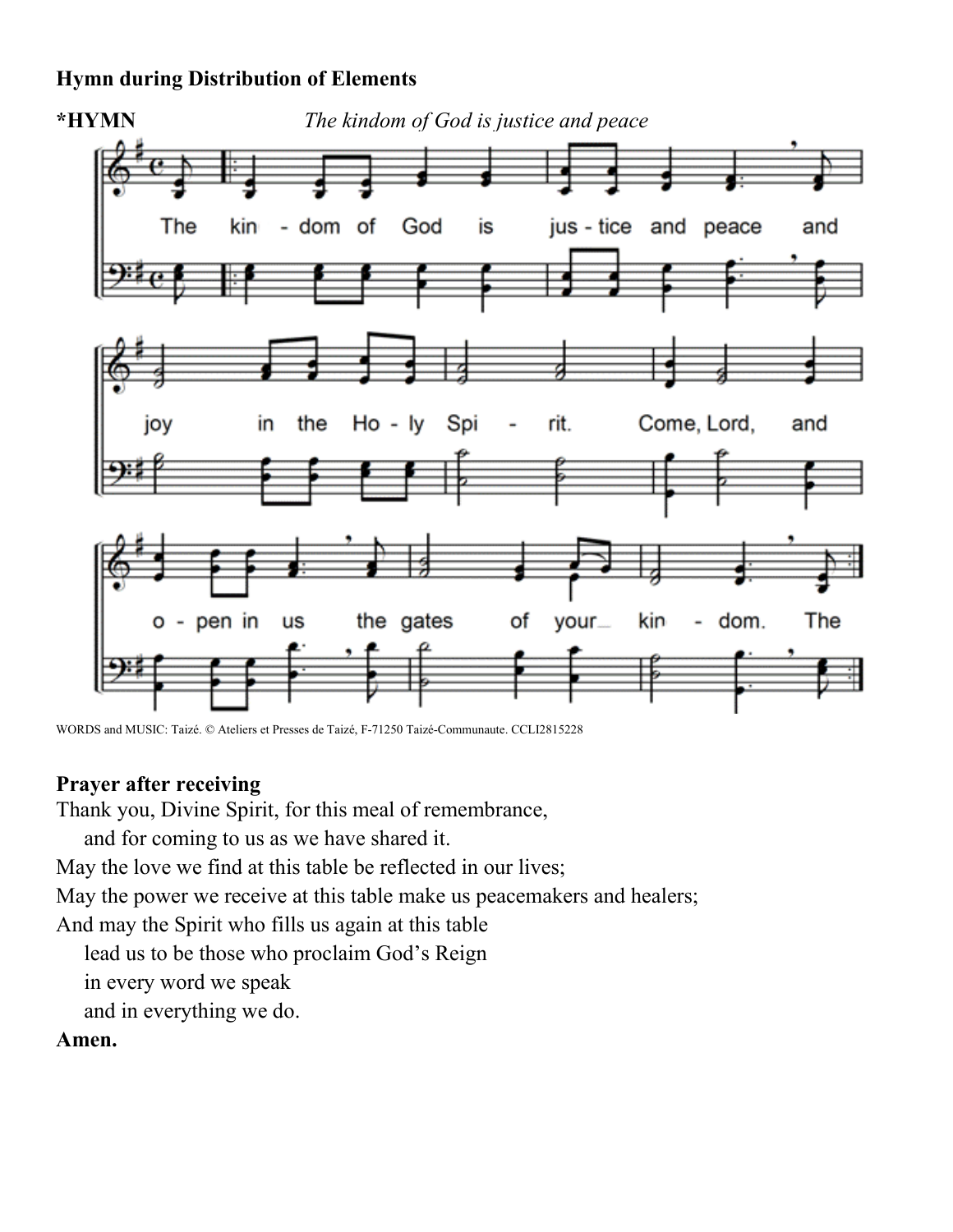**Hymn during Distribution of Elements**

**\*HYMN** *The kindom of God is justice and peace*

The kin - dom of God is jus - tice and peace and joy in the Ho - ly Spi - rit. Come, Lord, and o - pen in us the gates of your kin - dom. The

WORDS and MUSIC: Taizé. © Ateliers et Presses de Taizé, F-71250 Taizé-Communaute. CCLI2815228

**Prayer after receiving**

Thank you, Divine Spirit, for this meal of remembrance,
  and for coming to us as we have shared it.
May the love we find at this table be reflected in our lives;
May the power we receive at this table make us peacemakers and healers;
And may the Spirit who fills us again at this table
  lead us to be those who proclaim God's Reign
  in every word we speak
  and in everything we do.

**Amen.**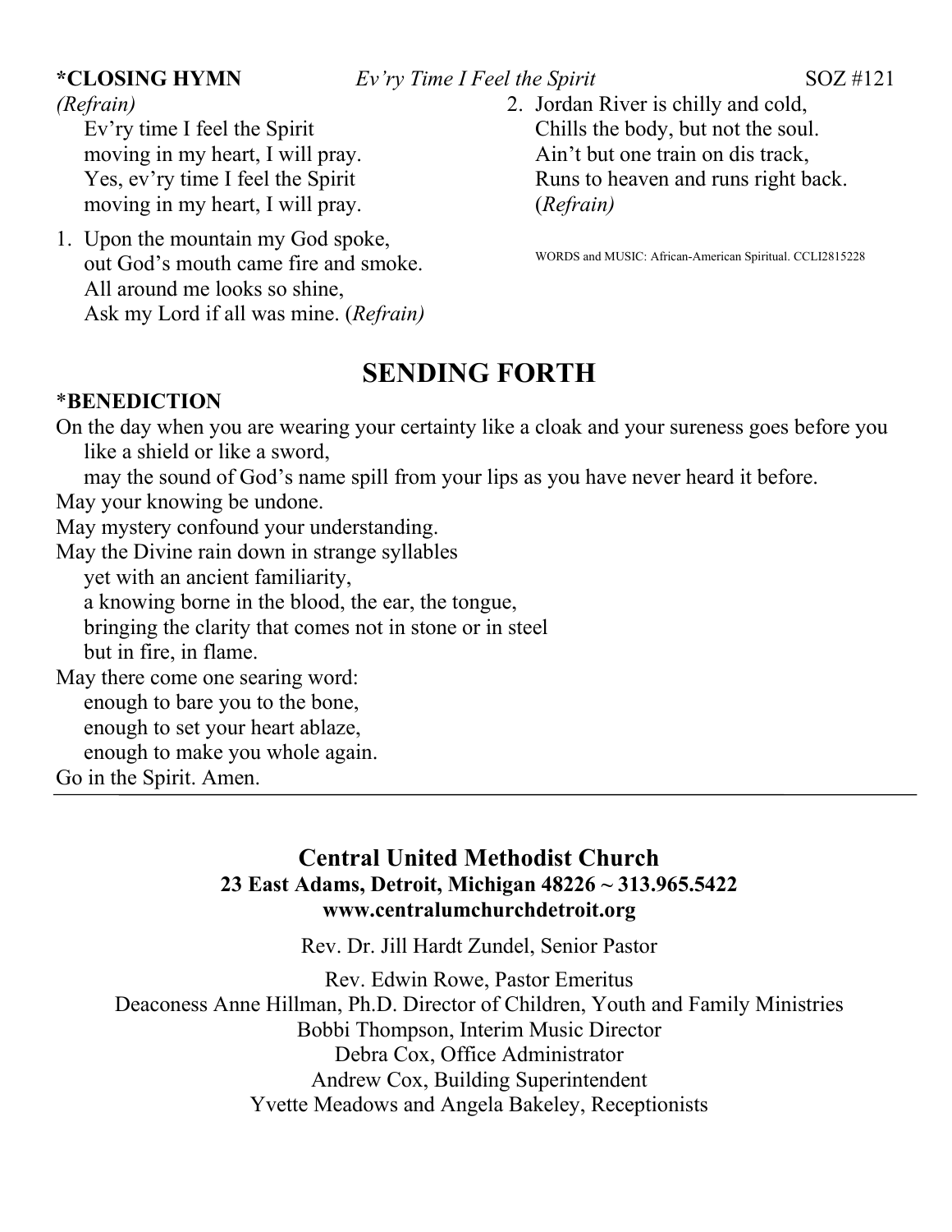**\*CLOSING HYMN** *Ev'ry Time I Feel the Spirit* SOZ #121

*(Refrain)*
Ev'ry time I feel the Spirit
moving in my heart, I will pray.
Yes, ev'ry time I feel the Spirit
moving in my heart, I will pray.

1. Upon the mountain my God spoke,
   out God's mouth came fire and smoke.
   All around me looks so shine,
   Ask my Lord if all was mine. (*Refrain)*

2. Jordan River is chilly and cold,
   Chills the body, but not the soul.
   Ain't but one train on dis track,
   Runs to heaven and runs right back.
   (*Refrain)*

WORDS and MUSIC: African-American Spiritual. CCLI2815228

## SENDING FORTH

**\*BENEDICTION**

On the day when you are wearing your certainty like a cloak and your sureness goes before you like a shield or like a sword,
may the sound of God's name spill from your lips as you have never heard it before.
May your knowing be undone.
May mystery confound your understanding.
May the Divine rain down in strange syllables
yet with an ancient familiarity,
a knowing borne in the blood, the ear, the tongue,
bringing the clarity that comes not in stone or in steel
but in fire, in flame.
May there come one searing word:
enough to bare you to the bone,
enough to set your heart ablaze,
enough to make you whole again.
Go in the Spirit. Amen.

---

**Central United Methodist Church**
**23 East Adams, Detroit, Michigan 48226 ~ 313.965.5422**
**www.centralumchurchdetroit.org**

Rev. Dr. Jill Hardt Zundel, Senior Pastor

Rev. Edwin Rowe, Pastor Emeritus
Deaconess Anne Hillman, Ph.D. Director of Children, Youth and Family Ministries
Bobbi Thompson, Interim Music Director
Debra Cox, Office Administrator
Andrew Cox, Building Superintendent
Yvette Meadows and Angela Bakeley, Receptionists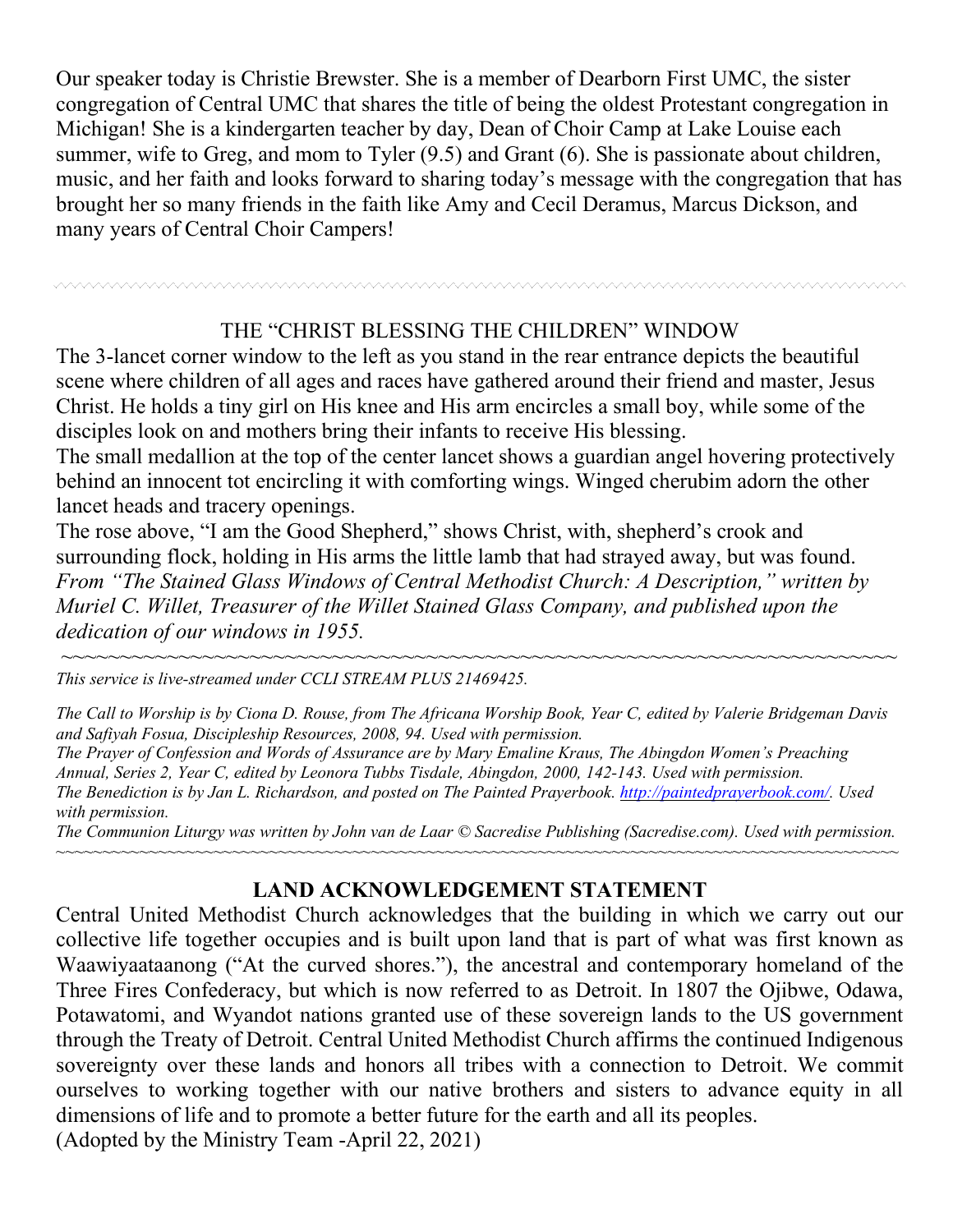Our speaker today is Christie Brewster. She is a member of Dearborn First UMC, the sister congregation of Central UMC that shares the title of being the oldest Protestant congregation in Michigan! She is a kindergarten teacher by day, Dean of Choir Camp at Lake Louise each summer, wife to Greg, and mom to Tyler (9.5) and Grant (6). She is passionate about children, music, and her faith and looks forward to sharing today's message with the congregation that has brought her so many friends in the faith like Amy and Cecil Deramus, Marcus Dickson, and many years of Central Choir Campers!

---

## THE "CHRIST BLESSING THE CHILDREN" WINDOW

The 3-lancet corner window to the left as you stand in the rear entrance depicts the beautiful scene where children of all ages and races have gathered around their friend and master, Jesus Christ. He holds a tiny girl on His knee and His arm encircles a small boy, while some of the disciples look on and mothers bring their infants to receive His blessing.

The small medallion at the top of the center lancet shows a guardian angel hovering protectively behind an innocent tot encircling it with comforting wings. Winged cherubim adorn the other lancet heads and tracery openings.

The rose above, "I am the Good Shepherd," shows Christ, with, shepherd's crook and surrounding flock, holding in His arms the little lamb that had strayed away, but was found.

*From "The Stained Glass Windows of Central Methodist Church: A Description," written by Muriel C. Willet, Treasurer of the Willet Stained Glass Company, and published upon the dedication of our windows in 1955.*

~~~~~~~~~~~~~~~~~~~~~~~~~~~~~~~~~~~~~~~~~~~~~~~~~~~~~~~~~~~~~~~~~~~~~~~~~~~~~~~~

*This service is live-streamed under CCLI STREAM PLUS 21469425.*

*The Call to Worship is by Ciona D. Rouse, from The Africana Worship Book, Year C, edited by Valerie Bridgeman Davis and Safiyah Fosua, Discipleship Resources, 2008, 94. Used with permission.*
*The Prayer of Confession and Words of Assurance are by Mary Emaline Kraus, The Abingdon Women's Preaching Annual, Series 2, Year C, edited by Leonora Tubbs Tisdale, Abingdon, 2000, 142-143. Used with permission.*
*The Benediction is by Jan L. Richardson, and posted on The Painted Prayerbook. [http://paintedprayerbook.com/](http://paintedprayerbook.com/). Used with permission.*
*The Communion Liturgy was written by John van de Laar © Sacredise Publishing (Sacredise.com). Used with permission.*

~~~~~~~~~~~~~~~~~~~~~~~~~~~~~~~~~~~~~~~~~~~~~~~~~~~~~~~~~~~~~~~~~~~~~~~~~~~~~~~~

## LAND ACKNOWLEDGEMENT STATEMENT

Central United Methodist Church acknowledges that the building in which we carry out our collective life together occupies and is built upon land that is part of what was first known as Waawiyaataanong ("At the curved shores."), the ancestral and contemporary homeland of the Three Fires Confederacy, but which is now referred to as Detroit. In 1807 the Ojibwe, Odawa, Potawatomi, and Wyandot nations granted use of these sovereign lands to the US government through the Treaty of Detroit. Central United Methodist Church affirms the continued Indigenous sovereignty over these lands and honors all tribes with a connection to Detroit. We commit ourselves to working together with our native brothers and sisters to advance equity in all dimensions of life and to promote a better future for the earth and all its peoples.
(Adopted by the Ministry Team -April 22, 2021)